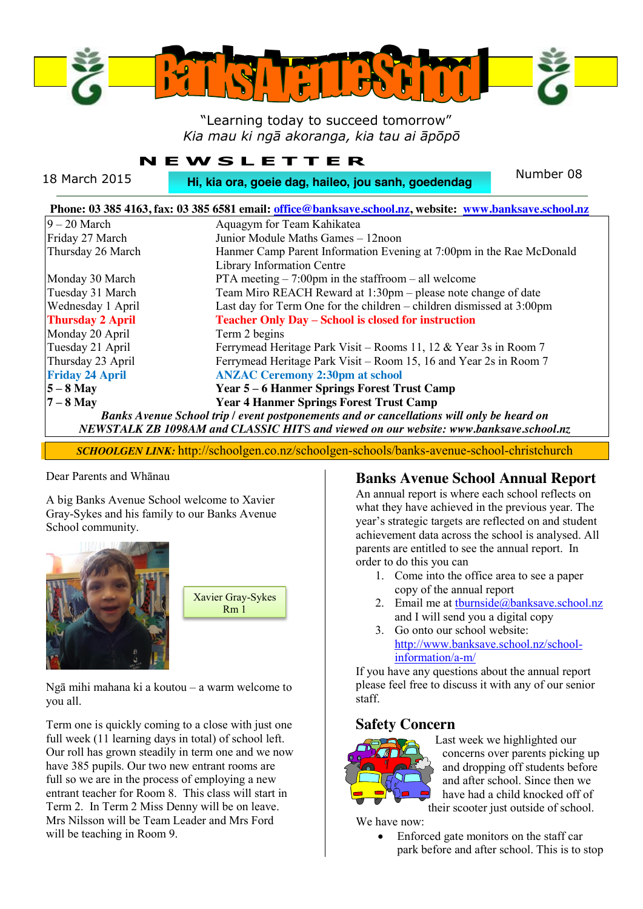# Banks Avenue School

"Learning today to succeed tomorrow"
*Kia mau ki ngā akoranga, kia tau ai āpōpō*

## NEWSLETTER

18 March 2015

**Hi, kia ora, goeie dag, haileo, jou sanh, goedendag**

Number 08

**Phone: 03 385 4163, fax: 03 385 6581 email: office@banksave.school.nz, website: www.banksave.school.nz**

| | |
|---|---|
| 9 – 20 March | Aquagym for Team Kahikatea |
| Friday 27 March | Junior Module Maths Games – 12noon |
| Thursday 26 March | Hanmer Camp Parent Information Evening at 7:00pm in the Rae McDonald Library Information Centre |
| Monday 30 March | PTA meeting – 7:00pm in the staffroom – all welcome |
| Tuesday 31 March | Team Miro REACH Reward at 1:30pm – please note change of date |
| Wednesday 1 April | Last day for Term One for the children – children dismissed at 3:00pm |
| **Thursday 2 April** | **Teacher Only Day – School is closed for instruction** |
| Monday 20 April | Term 2 begins |
| Tuesday 21 April | Ferrymead Heritage Park Visit – Rooms 11, 12 & Year 3s in Room 7 |
| Thursday 23 April | Ferrymead Heritage Park Visit – Room 15, 16 and Year 2s in Room 7 |
| **Friday 24 April** | **ANZAC Ceremony 2:30pm at school** |
| **5 – 8 May** | **Year 5 – 6 Hanmer Springs Forest Trust Camp** |
| **7 – 8 May** | **Year 4 Hanmer Springs Forest Trust Camp** |

***Banks Avenue School trip / event postponements and or cancellations will only be heard on NEWSTALK ZB 1098AM and CLASSIC HITS and viewed on our website: www.banksave.school.nz***

***SCHOOLGEN LINK:*** http://schoolgen.co.nz/schoolgen-schools/banks-avenue-school-christchurch

Dear Parents and Whānau

A big Banks Avenue School welcome to Xavier Gray-Sykes and his family to our Banks Avenue School community.

Xavier Gray-Sykes
Rm 1

Ngā mihi mahana ki a koutou – a warm welcome to you all.

Term one is quickly coming to a close with just one full week (11 learning days in total) of school left. Our roll has grown steadily in term one and we now have 385 pupils. Our two new entrant rooms are full so we are in the process of employing a new entrant teacher for Room 8. This class will start in Term 2. In Term 2 Miss Denny will be on leave. Mrs Nilsson will be Team Leader and Mrs Ford will be teaching in Room 9.

## Banks Avenue School Annual Report

An annual report is where each school reflects on what they have achieved in the previous year. The year's strategic targets are reflected on and student achievement data across the school is analysed. All parents are entitled to see the annual report. In order to do this you can

1. Come into the office area to see a paper copy of the annual report
2. Email me at tburnside@banksave.school.nz and I will send you a digital copy
3. Go onto our school website: http://www.banksave.school.nz/school-information/a-m/

If you have any questions about the annual report please feel free to discuss it with any of our senior staff.

## Safety Concern

Last week we highlighted our concerns over parents picking up and dropping off students before and after school. Since then we have had a child knocked off of their scooter just outside of school.

We have now:

- Enforced gate monitors on the staff car park before and after school. This is to stop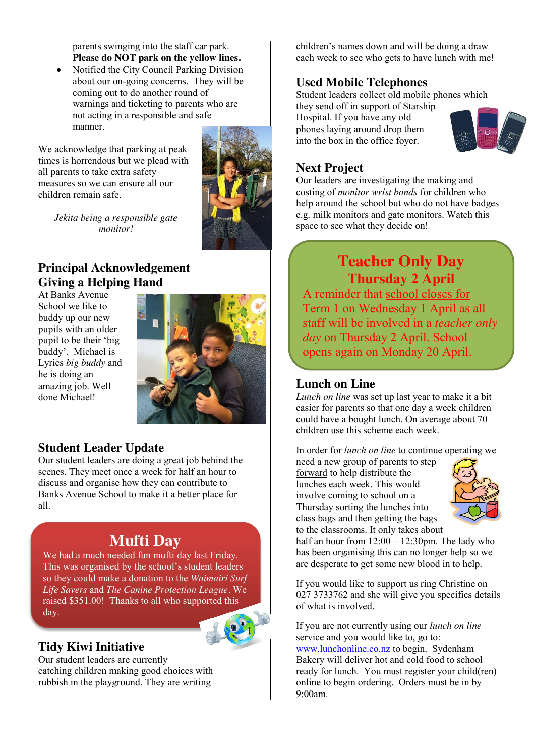parents swinging into the staff car park. **Please do NOT park on the yellow lines.**

- Notified the City Council Parking Division about our on-going concerns. They will be coming out to do another round of warnings and ticketing to parents who are not acting in a responsible and safe manner.

We acknowledge that parking at peak times is horrendous but we plead with all parents to take extra safety measures so we can ensure all our children remain safe.

*Jekita being a responsible gate monitor!*

## Principal Acknowledgement

## Giving a Helping Hand

At Banks Avenue School we like to buddy up our new pupils with an older pupil to be their 'big buddy'. Michael is Lyrics *big buddy* and he is doing an amazing job. Well done Michael!

## Student Leader Update

Our student leaders are doing a great job behind the scenes. They meet once a week for half an hour to discuss and organise how they can contribute to Banks Avenue School to make it a better place for all.

## Mufti Day

We had a much needed fun mufti day last Friday. This was organised by the school's student leaders so they could make a donation to the *Waimairi Surf Life Savers* and *The Canine Protection League*. We raised $351.00! Thanks to all who supported this day.

## Tidy Kiwi Initiative

Our student leaders are currently catching children making good choices with rubbish in the playground. They are writing children's names down and will be doing a draw each week to see who gets to have lunch with me!

## Used Mobile Telephones

Student leaders collect old mobile phones which they send off in support of Starship Hospital. If you have any old phones laying around drop them into the box in the office foyer.

## Next Project

Our leaders are investigating the making and costing of *monitor wrist bands* for children who help around the school but who do not have badges e.g. milk monitors and gate monitors. Watch this space to see what they decide on!

## Teacher Only Day

## Thursday 2 April

A reminder that school closes for Term 1 on Wednesday 1 April as all staff will be involved in a *teacher only day* on Thursday 2 April. School opens again on Monday 20 April.

## Lunch on Line

*Lunch on line* was set up last year to make it a bit easier for parents so that one day a week children could have a bought lunch. On average about 70 children use this scheme each week.

In order for *lunch on line* to continue operating we need a new group of parents to step forward to help distribute the lunches each week. This would involve coming to school on a Thursday sorting the lunches into class bags and then getting the bags to the classrooms. It only takes about half an hour from 12:00 – 12:30pm. The lady who has been organising this can no longer help so we are desperate to get some new blood in to help.

If you would like to support us ring Christine on 027 3733762 and she will give you specifics details of what is involved.

If you are not currently using our *lunch on line* service and you would like to, go to: www.lunchonline.co.nz to begin. Sydenham Bakery will deliver hot and cold food to school ready for lunch. You must register your child(ren) online to begin ordering. Orders must be in by 9:00am.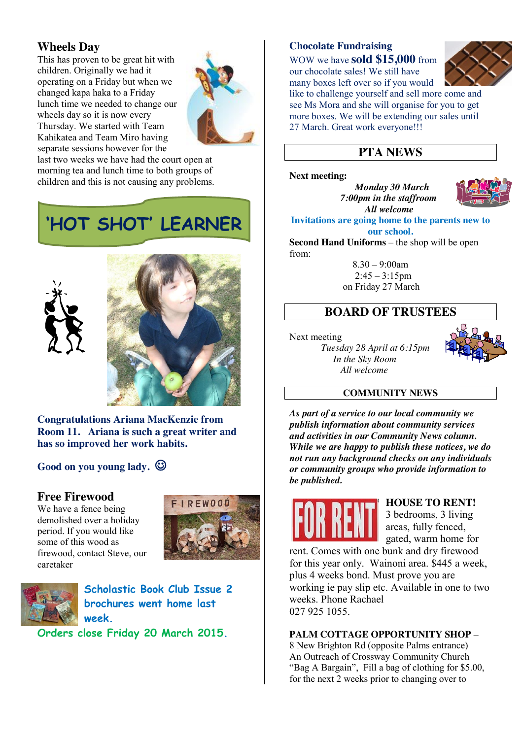## Wheels Day

This has proven to be great hit with children. Originally we had it operating on a Friday but when we changed kapa haka to a Friday lunch time we needed to change our wheels day so it is now every Thursday. We started with Team Kahikatea and Team Miro having separate sessions however for the last two weeks we have had the court open at morning tea and lunch time to both groups of children and this is not causing any problems.

## 'HOT SHOT' LEARNER

**Congratulations Ariana MacKenzie from Room 11. Ariana is such a great writer and has so improved her work habits.**

**Good on you young lady. ☺**

## Free Firewood

We have a fence being demolished over a holiday period. If you would like some of this wood as firewood, contact Steve, our caretaker

**Scholastic Book Club Issue 2 brochures went home last week.**

**Orders close Friday 20 March 2015.**

## Chocolate Fundraising

WOW we have **sold $15,000** from our chocolate sales! We still have many boxes left over so if you would like to challenge yourself and sell more come and see Ms Mora and she will organise for you to get more boxes. We will be extending our sales until 27 March. Great work everyone!!!

## PTA NEWS

**Next meeting:**

***Monday 30 March***
***7:00pm in the staffroom***
***All welcome***

**Invitations are going home to the parents new to our school.**

**Second Hand Uniforms** – the shop will be open from:

8.30 – 9:00am
2:45 – 3:15pm
on Friday 27 March

## BOARD OF TRUSTEES

Next meeting

*Tuesday 28 April at 6:15pm*
*In the Sky Room*
*All welcome*

## COMMUNITY NEWS

***As part of a service to our local community we publish information about community services and activities in our Community News column. While we are happy to publish these notices, we do not run any background checks on any individuals or community groups who provide information to be published.***

**HOUSE TO RENT!**
3 bedrooms, 3 living areas, fully fenced, gated, warm home for rent. Comes with one bunk and dry firewood for this year only. Wainoni area. $445 a week, plus 4 weeks bond. Must prove you are working ie pay slip etc. Available in one to two weeks. Phone Rachael 027 925 1055.

**PALM COTTAGE OPPORTUNITY SHOP** –
8 New Brighton Rd (opposite Palms entrance)
An Outreach of Crossway Community Church
"Bag A Bargain", Fill a bag of clothing for $5.00, for the next 2 weeks prior to changing over to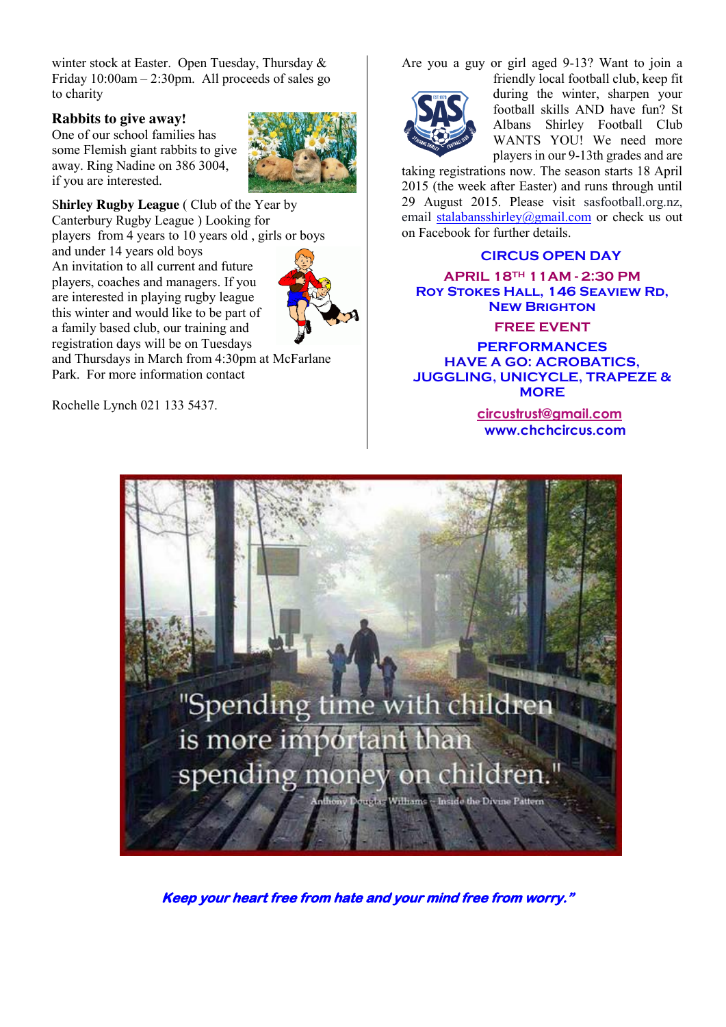winter stock at Easter. Open Tuesday, Thursday & Friday 10:00am – 2:30pm. All proceeds of sales go to charity

**Rabbits to give away!**
One of our school families has some Flemish giant rabbits to give away. Ring Nadine on 386 3004, if you are interested.

**Shirley Rugby League** ( Club of the Year by Canterbury Rugby League ) Looking for players from 4 years to 10 years old , girls or boys and under 14 years old boys
An invitation to all current and future players, coaches and managers. If you are interested in playing rugby league this winter and would like to be part of a family based club, our training and registration days will be on Tuesdays and Thursdays in March from 4:30pm at McFarlane Park. For more information contact

Rochelle Lynch 021 133 5437.

Are you a guy or girl aged 9-13? Want to join a friendly local football club, keep fit during the winter, sharpen your football skills AND have fun? St Albans Shirley Football Club WANTS YOU! We need more players in our 9-13th grades and are taking registrations now. The season starts 18 April 2015 (the week after Easter) and runs through until 29 August 2015. Please visit sasfootball.org.nz, email stalabansshirley@gmail.com or check us out on Facebook for further details.

**CIRCUS OPEN DAY**

**APRIL 18TH 11AM - 2:30 PM**
**ROY STOKES HALL, 146 SEAVIEW RD, NEW BRIGHTON**

**FREE EVENT**

**PERFORMANCES**
**HAVE A GO: ACROBATICS, JUGGLING, UNICYCLE, TRAPEZE & MORE**

circustrust@gmail.com
www.chchcircus.com

"Spending time with children is more important than spending money on children."
Anthony Douglas Williams ~ Inside the Divine Pattern

***Keep your heart free from hate and your mind free from worry."***